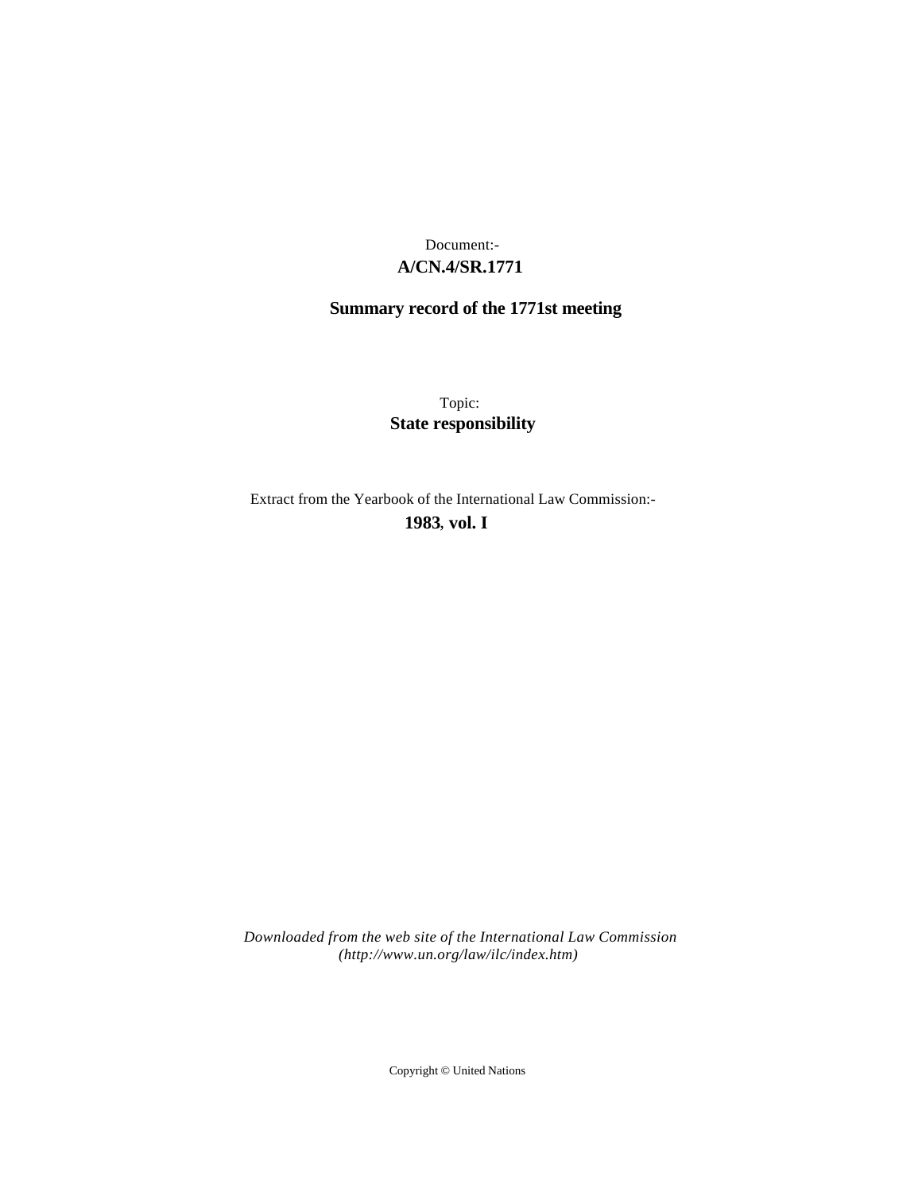Document:-

**A/CN.4/SR.1771**

**Summary record of the 1771st meeting**

Topic:

**State responsibility**

Extract from the Yearbook of the International Law Commission:-

**1983, vol. I**

*Downloaded from the web site of the International Law Commission (http://www.un.org/law/ilc/index.htm)*

Copyright © United Nations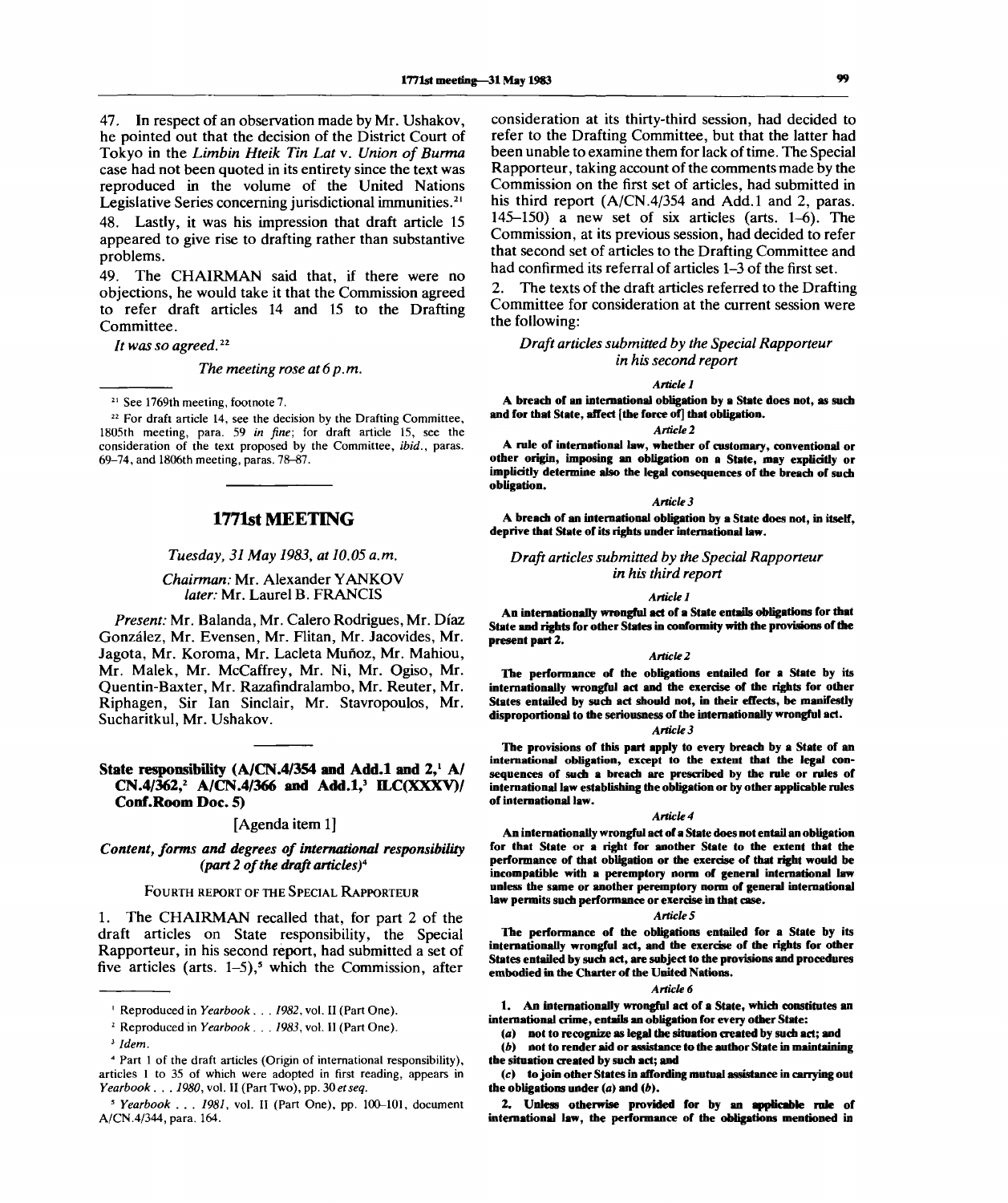47. In respect of an observation made by Mr. Ushakov, he pointed out that the decision of the District Court of Tokyo in the *Limbin Hteik Tin Lat* v. *Union of Burma* case had not been quoted in its entirety since the text was reproduced in the volume of the United Nations Legislative Series concerning jurisdictional immunities.[21]

48. Lastly, it was his impression that draft article 15 appeared to give rise to drafting rather than substantive problems.

49. The CHAIRMAN said that, if there were no objections, he would take it that the Commission agreed to refer draft articles 14 and 15 to the Drafting Committee.

*It was so agreed.*[22]

*The meeting rose at 6 p.m.*

---

[21] See 1769th meeting, footnote 7.

[22] For draft article 14, see the decision by the Drafting Committee, 1805th meeting, para. 59 *in fine*; for draft article 15, see the consideration of the text proposed by the Committee, *ibid.*, paras. 69–74, and 1806th meeting, paras. 78–87.

---

## 1771st MEETING

*Tuesday, 31 May 1983, at 10.05 a.m.*

*Chairman:* Mr. Alexander YANKOV
*later:* Mr. Laurel B. FRANCIS

*Present:* Mr. Balanda, Mr. Calero Rodrigues, Mr. Díaz González, Mr. Evensen, Mr. Flitan, Mr. Jacovides, Mr. Jagota, Mr. Koroma, Mr. Lacleta Muñoz, Mr. Mahiou, Mr. Malek, Mr. McCaffrey, Mr. Ni, Mr. Ogiso, Mr. Quentin-Baxter, Mr. Razafindralambo, Mr. Reuter, Mr. Riphagen, Sir Ian Sinclair, Mr. Stavropoulos, Mr. Sucharitkul, Mr. Ushakov.

---

### State responsibility (A/CN.4/354 and Add.1 and 2,[1] A/CN.4/362,[2] A/CN.4/366 and Add.1,[3] ILC(XXXV)/Conf.Room Doc. 5)

[Agenda item 1]

#### *Content, forms and degrees of international responsibility (part 2 of the draft articles)*[4]

FOURTH REPORT OF THE SPECIAL RAPPORTEUR

1. The CHAIRMAN recalled that, for part 2 of the draft articles on State responsibility, the Special Rapporteur, in his second report, had submitted a set of five articles (arts. 1–5),[5] which the Commission, after consideration at its thirty-third session, had decided to refer to the Drafting Committee, but that the latter had been unable to examine them for lack of time. The Special Rapporteur, taking account of the comments made by the Commission on the first set of articles, had submitted in his third report (A/CN.4/354 and Add.1 and 2, paras. 145–150) a new set of six articles (arts. 1–6). The Commission, at its previous session, had decided to refer that second set of articles to the Drafting Committee and had confirmed its referral of articles 1–3 of the first set.

2. The texts of the draft articles referred to the Drafting Committee for consideration at the current session were the following:

*Draft articles submitted by the Special Rapporteur in his second report*

*Article 1*

**A breach of an international obligation by a State does not, as such and for that State, affect [the force of] that obligation.**

*Article 2*

**A rule of international law, whether of customary, conventional or other origin, imposing an obligation on a State, may explicitly or implicitly determine also the legal consequences of the breach of such obligation.**

*Article 3*

**A breach of an international obligation by a State does not, in itself, deprive that State of its rights under international law.**

*Draft articles submitted by the Special Rapporteur in his third report*

*Article 1*

**An internationally wrongful act of a State entails obligations for that State and rights for other States in conformity with the provisions of the present part 2.**

*Article 2*

**The performance of the obligations entailed for a State by its internationally wrongful act and the exercise of the rights for other States entailed by such act should not, in their effects, be manifestly disproportional to the seriousness of the internationally wrongful act.**

*Article 3*

**The provisions of this part apply to every breach by a State of an international obligation, except to the extent that the legal consequences of such a breach are prescribed by the rule or rules of international law establishing the obligation or by other applicable rules of international law.**

*Article 4*

**An internationally wrongful act of a State does not entail an obligation for that State or a right for another State to the extent that the performance of that obligation or the exercise of that right would be incompatible with a peremptory norm of general international law unless the same or another peremptory norm of general international law permits such performance or exercise in that case.**

*Article 5*

**The performance of the obligations entailed for a State by its internationally wrongful act, and the exercise of the rights for other States entailed by such act, are subject to the provisions and procedures embodied in the Charter of the United Nations.**

*Article 6*

**1. An internationally wrongful act of a State, which constitutes an international crime, entails an obligation for every other State:**

**(*a*) not to recognize as legal the situation created by such act; and**

**(*b*) not to render aid or assistance to the author State in maintaining the situation created by such act; and**

**(*c*) to join other States in affording mutual assistance in carrying out the obligations under (*a*) and (*b*).**

**2. Unless otherwise provided for by an applicable rule of international law, the performance of the obligations mentioned in**

---

[1] Reproduced in *Yearbook . . . 1982*, vol. II (Part One).

[2] Reproduced in *Yearbook . . . 1983*, vol. II (Part One).

[3] *Idem.*

[4] Part 1 of the draft articles (Origin of international responsibility), articles 1 to 35 of which were adopted in first reading, appears in *Yearbook . . . 1980*, vol. II (Part Two), pp. 30 *et seq.*

[5] *Yearbook . . . 1981*, vol. II (Part One), pp. 100–101, document A/CN.4/344, para. 164.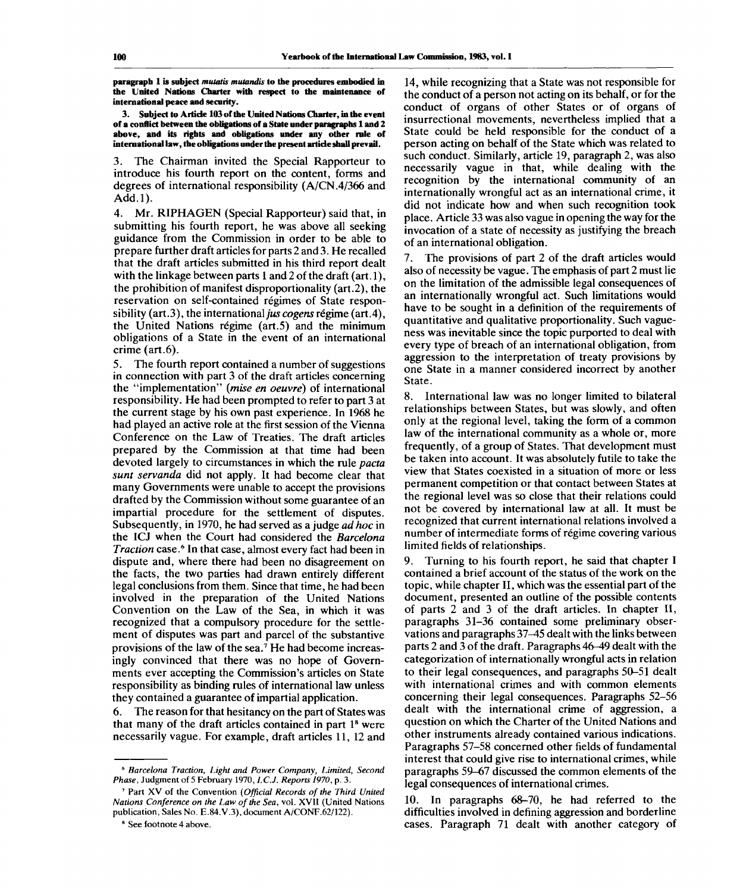**paragraph 1 is subject *mutatis mutandis* to the procedures embodied in the United Nations Charter with respect to the maintenance of international peace and security.**

**3. Subject to Article 103 of the United Nations Charter, in the event of a conflict between the obligations of a State under paragraphs 1 and 2 above, and its rights and obligations under any other rule of international law, the obligations under the present article shall prevail.**

3. The Chairman invited the Special Rapporteur to introduce his fourth report on the content, forms and degrees of international responsibility (A/CN.4/366 and Add.1).

4. Mr. RIPHAGEN (Special Rapporteur) said that, in submitting his fourth report, he was above all seeking guidance from the Commission in order to be able to prepare further draft articles for parts 2 and 3. He recalled that the draft articles submitted in his third report dealt with the linkage between parts 1 and 2 of the draft (art.1), the prohibition of manifest disproportionality (art.2), the reservation on self-contained régimes of State responsibility (art.3), the international *jus cogens* régime (art.4), the United Nations régime (art.5) and the minimum obligations of a State in the event of an international crime (art.6).

5. The fourth report contained a number of suggestions in connection with part 3 of the draft articles concerning the "implementation" (*mise en oeuvre*) of international responsibility. He had been prompted to refer to part 3 at the current stage by his own past experience. In 1968 he had played an active role at the first session of the Vienna Conference on the Law of Treaties. The draft articles prepared by the Commission at that time had been devoted largely to circumstances in which the rule *pacta sunt servanda* did not apply. It had become clear that many Governments were unable to accept the provisions drafted by the Commission without some guarantee of an impartial procedure for the settlement of disputes. Subsequently, in 1970, he had served as a judge *ad hoc* in the ICJ when the Court had considered the *Barcelona Traction* case.[6] In that case, almost every fact had been in dispute and, where there had been no disagreement on the facts, the two parties had drawn entirely different legal conclusions from them. Since that time, he had been involved in the preparation of the United Nations Convention on the Law of the Sea, in which it was recognized that a compulsory procedure for the settlement of disputes was part and parcel of the substantive provisions of the law of the sea.[7] He had become increasingly convinced that there was no hope of Governments ever accepting the Commission's articles on State responsibility as binding rules of international law unless they contained a guarantee of impartial application.

6. The reason for that hesitancy on the part of States was that many of the draft articles contained in part 1[8] were necessarily vague. For example, draft articles 11, 12 and 14, while recognizing that a State was not responsible for the conduct of a person not acting on its behalf, or for the conduct of organs of other States or of organs of insurrectional movements, nevertheless implied that a State could be held responsible for the conduct of a person acting on behalf of the State which was related to such conduct. Similarly, article 19, paragraph 2, was also necessarily vague in that, while dealing with the recognition by the international community of an internationally wrongful act as an international crime, it did not indicate how and when such recognition took place. Article 33 was also vague in opening the way for the invocation of a state of necessity as justifying the breach of an international obligation.

7. The provisions of part 2 of the draft articles would also of necessity be vague. The emphasis of part 2 must lie on the limitation of the admissible legal consequences of an internationally wrongful act. Such limitations would have to be sought in a definition of the requirements of quantitative and qualitative proportionality. Such vagueness was inevitable since the topic purported to deal with every type of breach of an international obligation, from aggression to the interpretation of treaty provisions by one State in a manner considered incorrect by another State.

8. International law was no longer limited to bilateral relationships between States, but was slowly, and often only at the regional level, taking the form of a common law of the international community as a whole or, more frequently, of a group of States. That development must be taken into account. It was absolutely futile to take the view that States coexisted in a situation of more or less permanent competition or that contact between States at the regional level was so close that their relations could not be covered by international law at all. It must be recognized that current international relations involved a number of intermediate forms of régime covering various limited fields of relationships.

9. Turning to his fourth report, he said that chapter I contained a brief account of the status of the work on the topic, while chapter II, which was the essential part of the document, presented an outline of the possible contents of parts 2 and 3 of the draft articles. In chapter II, paragraphs 31–36 contained some preliminary observations and paragraphs 37–45 dealt with the links between parts 2 and 3 of the draft. Paragraphs 46–49 dealt with the categorization of internationally wrongful acts in relation to their legal consequences, and paragraphs 50–51 dealt with international crimes and with common elements concerning their legal consequences. Paragraphs 52–56 dealt with the international crime of aggression, a question on which the Charter of the United Nations and other instruments already contained various indications. Paragraphs 57–58 concerned other fields of fundamental interest that could give rise to international crimes, while paragraphs 59–67 discussed the common elements of the legal consequences of international crimes.

10. In paragraphs 68–70, he had referred to the difficulties involved in defining aggression and borderline cases. Paragraph 71 dealt with another category of

---

[6] *Barcelona Traction, Light and Power Company, Limited, Second Phase*, Judgment of 5 February 1970, *I.C.J. Reports 1970*, p. 3.

[7] Part XV of the Convention (*Official Records of the Third United Nations Conference on the Law of the Sea*, vol. XVII (United Nations publication, Sales No. E.84.V.3), document A/CONF.62/122).

[8] See footnote 4 above.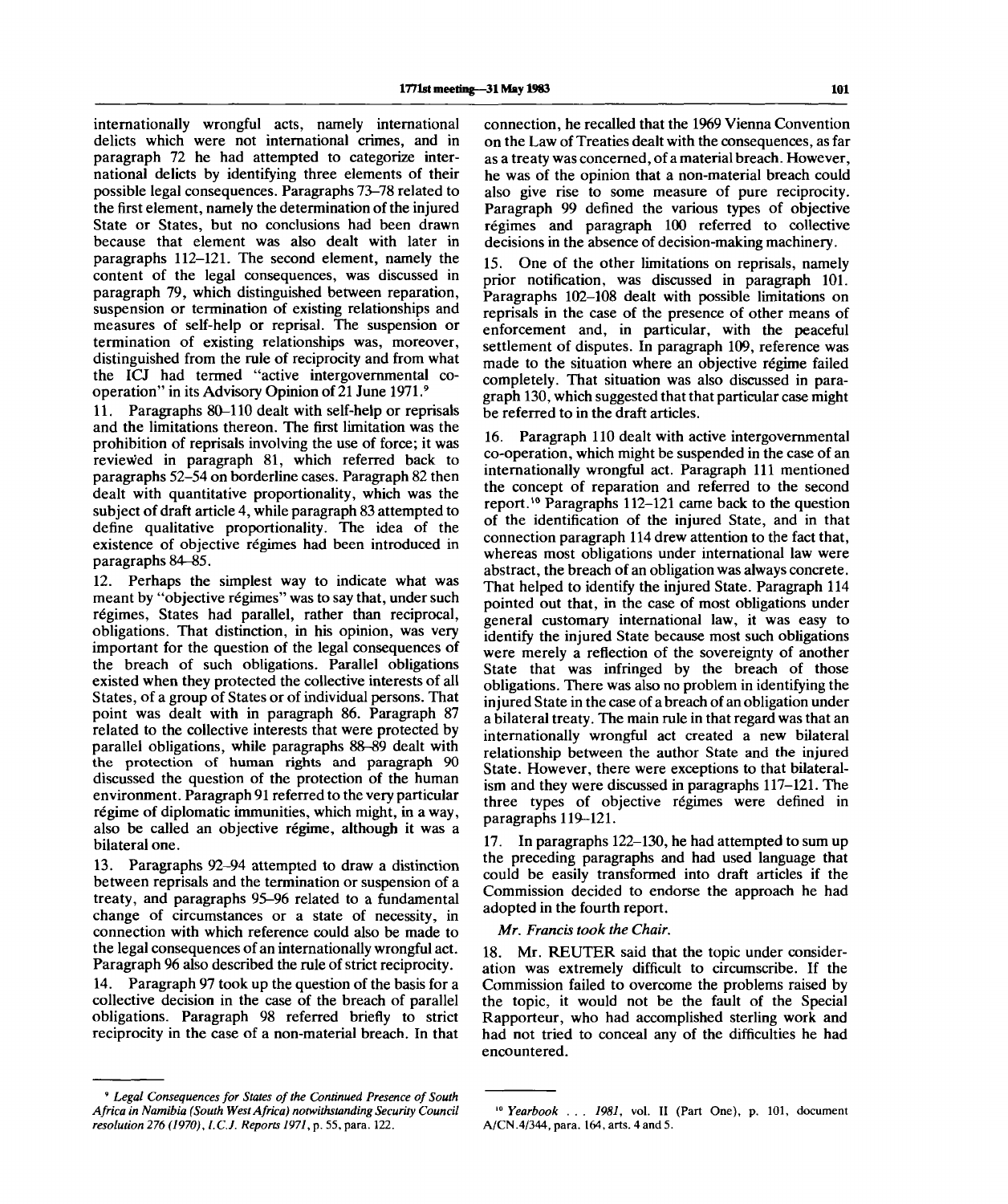internationally wrongful acts, namely international delicts which were not international crimes, and in paragraph 72 he had attempted to categorize international delicts by identifying three elements of their possible legal consequences. Paragraphs 73–78 related to the first element, namely the determination of the injured State or States, but no conclusions had been drawn because that element was also dealt with later in paragraphs 112–121. The second element, namely the content of the legal consequences, was discussed in paragraph 79, which distinguished between reparation, suspension or termination of existing relationships and measures of self-help or reprisal. The suspension or termination of existing relationships was, moreover, distinguished from the rule of reciprocity and from what the ICJ had termed "active intergovernmental co-operation" in its Advisory Opinion of 21 June 1971.[9]

11. Paragraphs 80–110 dealt with self-help or reprisals and the limitations thereon. The first limitation was the prohibition of reprisals involving the use of force; it was reviewed in paragraph 81, which referred back to paragraphs 52–54 on borderline cases. Paragraph 82 then dealt with quantitative proportionality, which was the subject of draft article 4, while paragraph 83 attempted to define qualitative proportionality. The idea of the existence of objective régimes had been introduced in paragraphs 84–85.

12. Perhaps the simplest way to indicate what was meant by "objective régimes" was to say that, under such régimes, States had parallel, rather than reciprocal, obligations. That distinction, in his opinion, was very important for the question of the legal consequences of the breach of such obligations. Parallel obligations existed when they protected the collective interests of all States, of a group of States or of individual persons. That point was dealt with in paragraph 86. Paragraph 87 related to the collective interests that were protected by parallel obligations, while paragraphs 88–89 dealt with the protection of human rights and paragraph 90 discussed the question of the protection of the human environment. Paragraph 91 referred to the very particular régime of diplomatic immunities, which might, in a way, also be called an objective régime, although it was a bilateral one.

13. Paragraphs 92–94 attempted to draw a distinction between reprisals and the termination or suspension of a treaty, and paragraphs 95–96 related to a fundamental change of circumstances or a state of necessity, in connection with which reference could also be made to the legal consequences of an internationally wrongful act. Paragraph 96 also described the rule of strict reciprocity.

14. Paragraph 97 took up the question of the basis for a collective decision in the case of the breach of parallel obligations. Paragraph 98 referred briefly to strict reciprocity in the case of a non-material breach. In that connection, he recalled that the 1969 Vienna Convention on the Law of Treaties dealt with the consequences, as far as a treaty was concerned, of a material breach. However, he was of the opinion that a non-material breach could also give rise to some measure of pure reciprocity. Paragraph 99 defined the various types of objective régimes and paragraph 100 referred to collective decisions in the absence of decision-making machinery.

15. One of the other limitations on reprisals, namely prior notification, was discussed in paragraph 101. Paragraphs 102–108 dealt with possible limitations on reprisals in the case of the presence of other means of enforcement and, in particular, with the peaceful settlement of disputes. In paragraph 109, reference was made to the situation where an objective régime failed completely. That situation was also discussed in paragraph 130, which suggested that that particular case might be referred to in the draft articles.

16. Paragraph 110 dealt with active intergovernmental co-operation, which might be suspended in the case of an internationally wrongful act. Paragraph 111 mentioned the concept of reparation and referred to the second report.[10] Paragraphs 112–121 came back to the question of the identification of the injured State, and in that connection paragraph 114 drew attention to the fact that, whereas most obligations under international law were abstract, the breach of an obligation was always concrete. That helped to identify the injured State. Paragraph 114 pointed out that, in the case of most obligations under general customary international law, it was easy to identify the injured State because most such obligations were merely a reflection of the sovereignty of another State that was infringed by the breach of those obligations. There was also no problem in identifying the injured State in the case of a breach of an obligation under a bilateral treaty. The main rule in that regard was that an internationally wrongful act created a new bilateral relationship between the author State and the injured State. However, there were exceptions to that bilateralism and they were discussed in paragraphs 117–121. The three types of objective régimes were defined in paragraphs 119–121.

17. In paragraphs 122–130, he had attempted to sum up the preceding paragraphs and had used language that could be easily transformed into draft articles if the Commission decided to endorse the approach he had adopted in the fourth report.

*Mr. Francis took the Chair.*

18. Mr. REUTER said that the topic under consideration was extremely difficult to circumscribe. If the Commission failed to overcome the problems raised by the topic, it would not be the fault of the Special Rapporteur, who had accomplished sterling work and had not tried to conceal any of the difficulties he had encountered.

---

[9] *Legal Consequences for States of the Continued Presence of South Africa in Namibia (South West Africa) notwithstanding Security Council resolution 276 (1970), I.C.J. Reports 1971*, p. 55, para. 122.

[10] *Yearbook . . . 1981*, vol. II (Part One), p. 101, document A/CN.4/344, para. 164, arts. 4 and 5.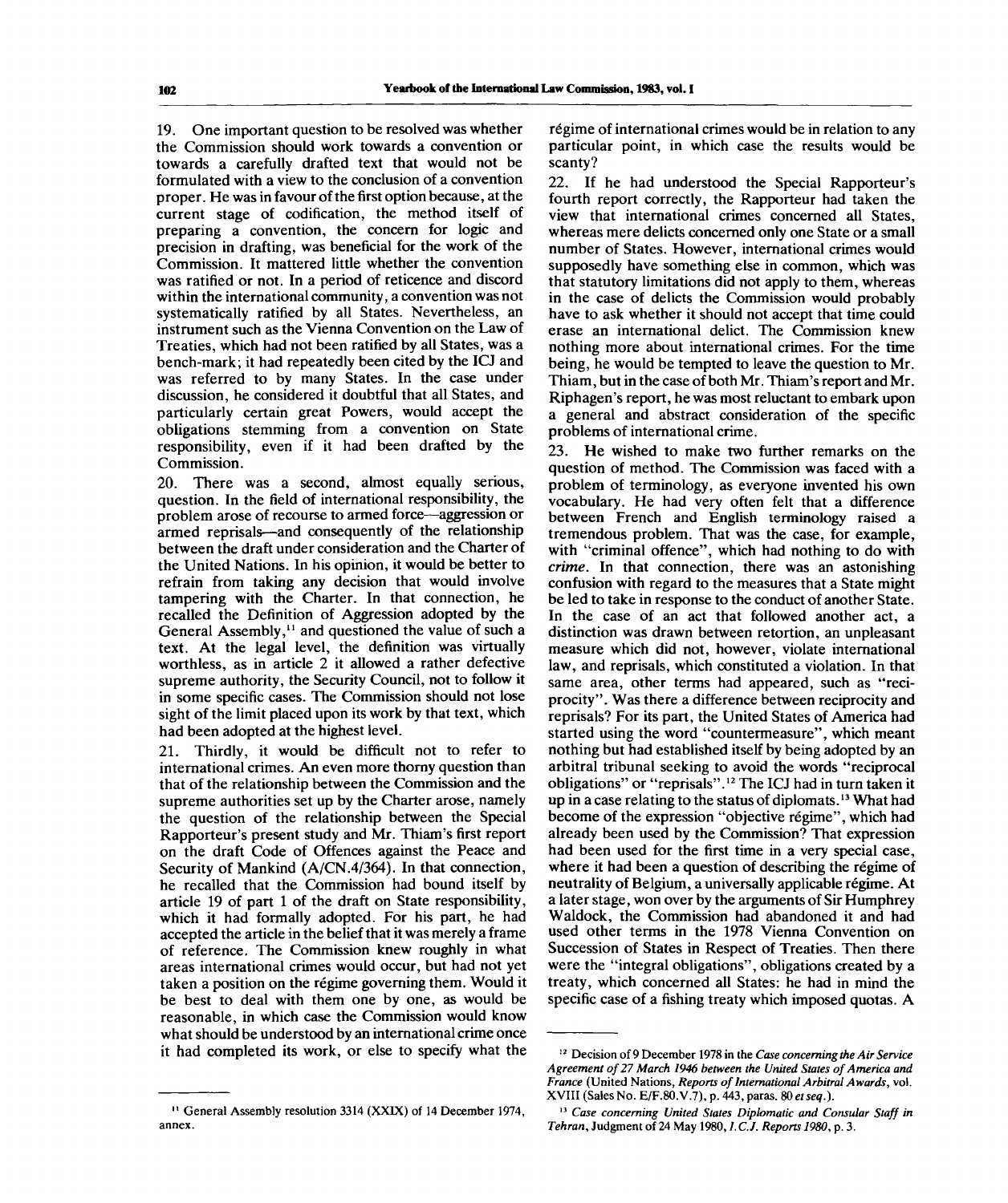19. One important question to be resolved was whether the Commission should work towards a convention or towards a carefully drafted text that would not be formulated with a view to the conclusion of a convention proper. He was in favour of the first option because, at the current stage of codification, the method itself of preparing a convention, the concern for logic and precision in drafting, was beneficial for the work of the Commission. It mattered little whether the convention was ratified or not. In a period of reticence and discord within the international community, a convention was not systematically ratified by all States. Nevertheless, an instrument such as the Vienna Convention on the Law of Treaties, which had not been ratified by all States, was a bench-mark; it had repeatedly been cited by the ICJ and was referred to by many States. In the case under discussion, he considered it doubtful that all States, and particularly certain great Powers, would accept the obligations stemming from a convention on State responsibility, even if it had been drafted by the Commission.

20. There was a second, almost equally serious, question. In the field of international responsibility, the problem arose of recourse to armed force—aggression or armed reprisals—and consequently of the relationship between the draft under consideration and the Charter of the United Nations. In his opinion, it would be better to refrain from taking any decision that would involve tampering with the Charter. In that connection, he recalled the Definition of Aggression adopted by the General Assembly,[11] and questioned the value of such a text. At the legal level, the definition was virtually worthless, as in article 2 it allowed a rather defective supreme authority, the Security Council, not to follow it in some specific cases. The Commission should not lose sight of the limit placed upon its work by that text, which had been adopted at the highest level.

21. Thirdly, it would be difficult not to refer to international crimes. An even more thorny question than that of the relationship between the Commission and the supreme authorities set up by the Charter arose, namely the question of the relationship between the Special Rapporteur's present study and Mr. Thiam's first report on the draft Code of Offences against the Peace and Security of Mankind (A/CN.4/364). In that connection, he recalled that the Commission had bound itself by article 19 of part 1 of the draft on State responsibility, which it had formally adopted. For his part, he had accepted the article in the belief that it was merely a frame of reference. The Commission knew roughly in what areas international crimes would occur, but had not yet taken a position on the régime governing them. Would it be best to deal with them one by one, as would be reasonable, in which case the Commission would know what should be understood by an international crime once it had completed its work, or else to specify what the régime of international crimes would be in relation to any particular point, in which case the results would be scanty?

22. If he had understood the Special Rapporteur's fourth report correctly, the Rapporteur had taken the view that international crimes concerned all States, whereas mere delicts concerned only one State or a small number of States. However, international crimes would supposedly have something else in common, which was that statutory limitations did not apply to them, whereas in the case of delicts the Commission would probably have to ask whether it should not accept that time could erase an international delict. The Commission knew nothing more about international crimes. For the time being, he would be tempted to leave the question to Mr. Thiam, but in the case of both Mr. Thiam's report and Mr. Riphagen's report, he was most reluctant to embark upon a general and abstract consideration of the specific problems of international crime.

23. He wished to make two further remarks on the question of method. The Commission was faced with a problem of terminology, as everyone invented his own vocabulary. He had very often felt that a difference between French and English terminology raised a tremendous problem. That was the case, for example, with "criminal offence", which had nothing to do with *crime*. In that connection, there was an astonishing confusion with regard to the measures that a State might be led to take in response to the conduct of another State. In the case of an act that followed another act, a distinction was drawn between retortion, an unpleasant measure which did not, however, violate international law, and reprisals, which constituted a violation. In that same area, other terms had appeared, such as "reciprocity". Was there a difference between reciprocity and reprisals? For its part, the United States of America had started using the word "countermeasure", which meant nothing but had established itself by being adopted by an arbitral tribunal seeking to avoid the words "reciprocal obligations" or "reprisals".[12] The ICJ had in turn taken it up in a case relating to the status of diplomats.[13] What had become of the expression "objective régime", which had already been used by the Commission? That expression had been used for the first time in a very special case, where it had been a question of describing the régime of neutrality of Belgium, a universally applicable régime. At a later stage, won over by the arguments of Sir Humphrey Waldock, the Commission had abandoned it and had used other terms in the 1978 Vienna Convention on Succession of States in Respect of Treaties. Then there were the "integral obligations", obligations created by a treaty, which concerned all States: he had in mind the specific case of a fishing treaty which imposed quotas. A

---

[11] General Assembly resolution 3314 (XXIX) of 14 December 1974, annex.

[12] Decision of 9 December 1978 in the *Case concerning the Air Service Agreement of 27 March 1946 between the United States of America and France* (United Nations, *Reports of International Arbitral Awards*, vol. XVIII (Sales No. E/F.80.V.7), p. 443, paras. 80 *et seq.*).

[13] *Case concerning United States Diplomatic and Consular Staff in Tehran*, Judgment of 24 May 1980, *I.C.J. Reports 1980*, p. 3.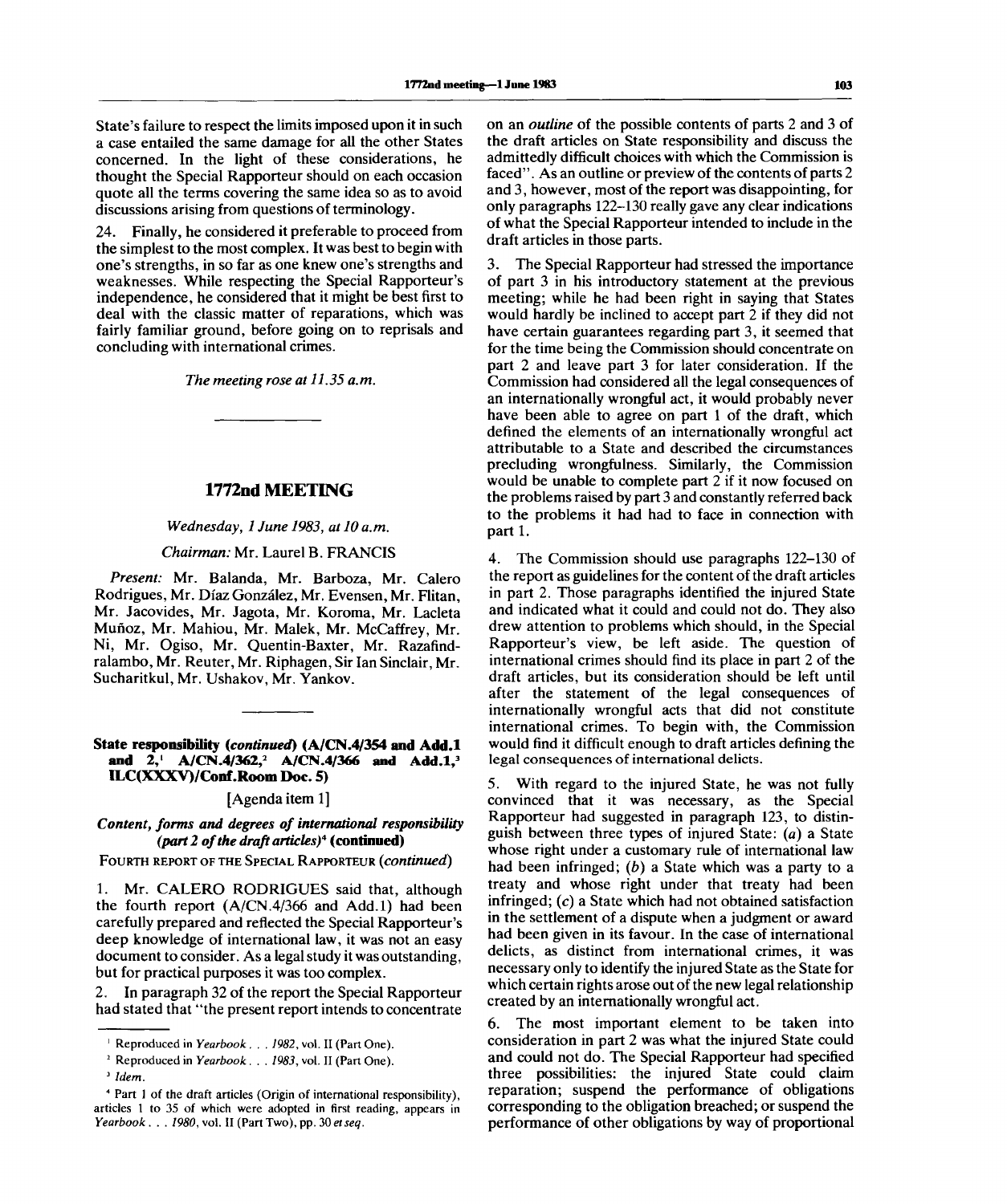State's failure to respect the limits imposed upon it in such a case entailed the same damage for all the other States concerned. In the light of these considerations, he thought the Special Rapporteur should on each occasion quote all the terms covering the same idea so as to avoid discussions arising from questions of terminology.

24. Finally, he considered it preferable to proceed from the simplest to the most complex. It was best to begin with one's strengths, in so far as one knew one's strengths and weaknesses. While respecting the Special Rapporteur's independence, he considered that it might be best first to deal with the classic matter of reparations, which was fairly familiar ground, before going on to reprisals and concluding with international crimes.

*The meeting rose at 11.35 a.m.*

---

## 1772nd MEETING

*Wednesday, 1 June 1983, at 10 a.m.*

*Chairman:* Mr. Laurel B. FRANCIS

*Present:* Mr. Balanda, Mr. Barboza, Mr. Calero Rodrigues, Mr. Díaz González, Mr. Evensen, Mr. Flitan, Mr. Jacovides, Mr. Jagota, Mr. Koroma, Mr. Lacleta Muñoz, Mr. Mahiou, Mr. Malek, Mr. McCaffrey, Mr. Ni, Mr. Ogiso, Mr. Quentin-Baxter, Mr. Razafindralambo, Mr. Reuter, Mr. Riphagen, Sir Ian Sinclair, Mr. Sucharitkul, Mr. Ushakov, Mr. Yankov.

---

### State responsibility (*continued*) (A/CN.4/354 and Add.1 and 2,[1] A/CN.4/362,[2] A/CN.4/366 and Add.1,[3] ILC(XXXV)/Conf.Room Doc. 5)

[Agenda item 1]

### *Content, forms and degrees of international responsibility (part 2 of the draft articles)*[4] (continued)

FOURTH REPORT OF THE SPECIAL RAPPORTEUR (*continued*)

1. Mr. CALERO RODRIGUES said that, although the fourth report (A/CN.4/366 and Add.1) had been carefully prepared and reflected the Special Rapporteur's deep knowledge of international law, it was not an easy document to consider. As a legal study it was outstanding, but for practical purposes it was too complex.

2. In paragraph 32 of the report the Special Rapporteur had stated that "the present report intends to concentrate on an *outline* of the possible contents of parts 2 and 3 of the draft articles on State responsibility and discuss the admittedly difficult choices with which the Commission is faced". As an outline or preview of the contents of parts 2 and 3, however, most of the report was disappointing, for only paragraphs 122–130 really gave any clear indications of what the Special Rapporteur intended to include in the draft articles in those parts.

3. The Special Rapporteur had stressed the importance of part 3 in his introductory statement at the previous meeting; while he had been right in saying that States would hardly be inclined to accept part 2 if they did not have certain guarantees regarding part 3, it seemed that for the time being the Commission should concentrate on part 2 and leave part 3 for later consideration. If the Commission had considered all the legal consequences of an internationally wrongful act, it would probably never have been able to agree on part 1 of the draft, which defined the elements of an internationally wrongful act attributable to a State and described the circumstances precluding wrongfulness. Similarly, the Commission would be unable to complete part 2 if it now focused on the problems raised by part 3 and constantly referred back to the problems it had had to face in connection with part 1.

4. The Commission should use paragraphs 122–130 of the report as guidelines for the content of the draft articles in part 2. Those paragraphs identified the injured State and indicated what it could and could not do. They also drew attention to problems which should, in the Special Rapporteur's view, be left aside. The question of international crimes should find its place in part 2 of the draft articles, but its consideration should be left until after the statement of the legal consequences of internationally wrongful acts that did not constitute international crimes. To begin with, the Commission would find it difficult enough to draft articles defining the legal consequences of international delicts.

5. With regard to the injured State, he was not fully convinced that it was necessary, as the Special Rapporteur had suggested in paragraph 123, to distinguish between three types of injured State: (*a*) a State whose right under a customary rule of international law had been infringed; (*b*) a State which was a party to a treaty and whose right under that treaty had been infringed; (*c*) a State which had not obtained satisfaction in the settlement of a dispute when a judgment or award had been given in its favour. In the case of international delicts, as distinct from international crimes, it was necessary only to identify the injured State as the State for which certain rights arose out of the new legal relationship created by an internationally wrongful act.

6. The most important element to be taken into consideration in part 2 was what the injured State could and could not do. The Special Rapporteur had specified three possibilities: the injured State could claim reparation; suspend the performance of obligations corresponding to the obligation breached; or suspend the performance of other obligations by way of proportional

---

[1] Reproduced in *Yearbook . . . 1982*, vol. II (Part One).

[2] Reproduced in *Yearbook . . . 1983*, vol. II (Part One).

[3] *Idem.*

[4] Part 1 of the draft articles (Origin of international responsibility), articles 1 to 35 of which were adopted in first reading, appears in *Yearbook . . . 1980*, vol. II (Part Two), pp. 30 *et seq.*